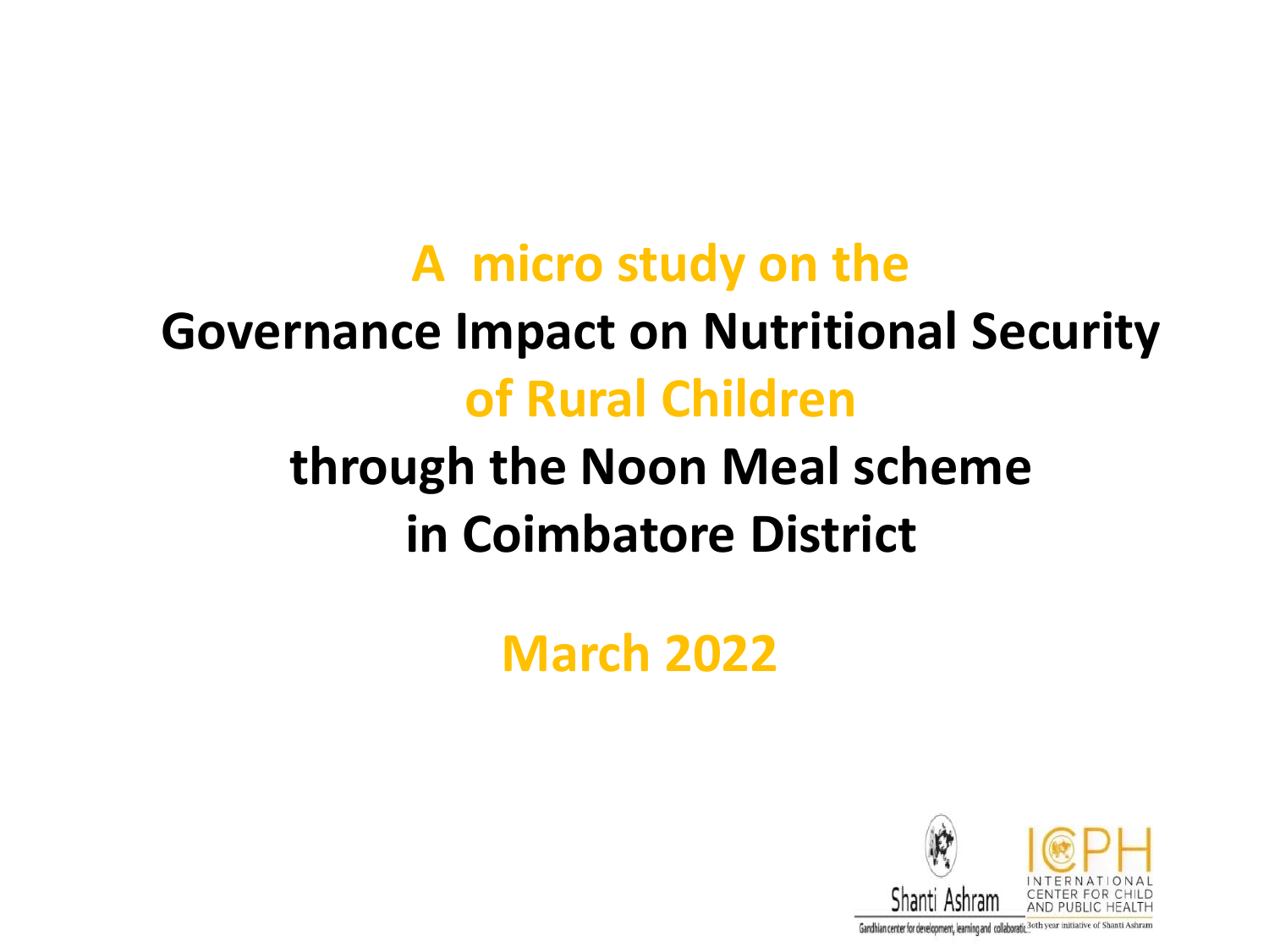# A micro study on the Governance Impact on Nutritional Security of Rural Children through the Noon Meal scheme in Coimbatore District

**March 2022**

Shanti Ashram

Gandhian center for development, learning and collaboration

ICPH INTERNATIONAL CENTER FOR CHILD AND PUBLIC HEALTH

30th year initiative of Shanti Ashram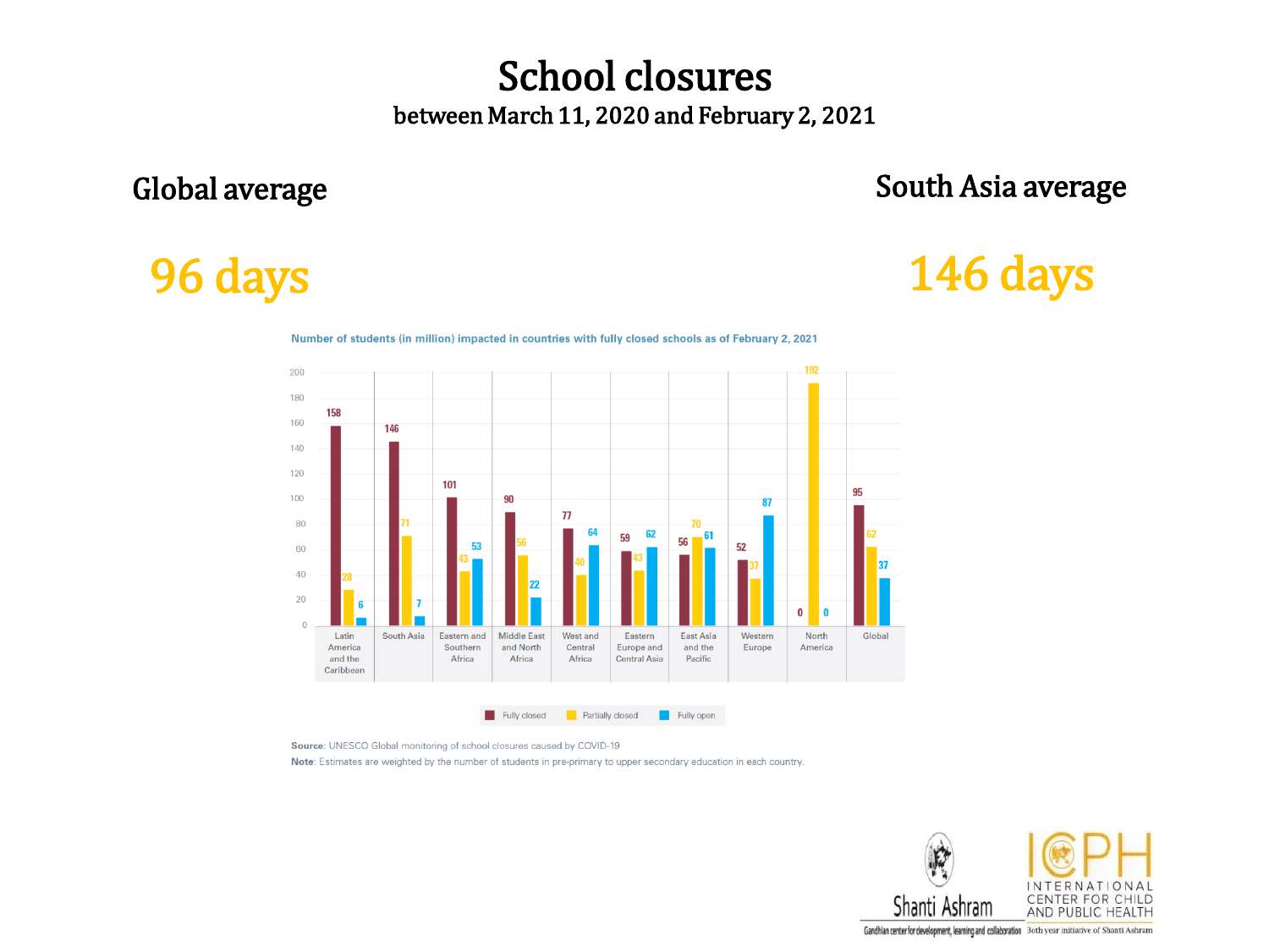# School closures

between March 11, 2020 and February 2, 2021

**Global average**

**96 days**

**South Asia average**

**146 days**

Number of students (in million) impacted in countries with fully closed schools as of February 2, 2021

| Region | Fully closed | Partially closed | Fully open |
|---|---|---|---|
| Latin America and the Caribbean | 158 | 28 | 6 |
| South Asia | 146 | 71 | 7 |
| Eastern and Southern Africa | 101 | 43 | 53 |
| Middle East and North Africa | 90 | 56 | 22 |
| West and Central Africa | 77 | 40 | 64 |
| Eastern Europe and Central Asia | 59 | 43 | 62 |
| East Asia and the Pacific | 56 | 70 | 61 |
| Western Europe | 52 | 37 | 87 |
| North America | 0 | 192 | 0 |
| Global | 95 | 62 | 37 |

**Source**: UNESCO Global monitoring of school closures caused by COVID-19

**Note**: Estimates are weighted by the number of students in pre-primary to upper secondary education in each country.

Shanti Ashram — Gandhian center for development, learning and collaboration

ICPH — International Center for Child and Public Health — 30th year initiative of Shanti Ashram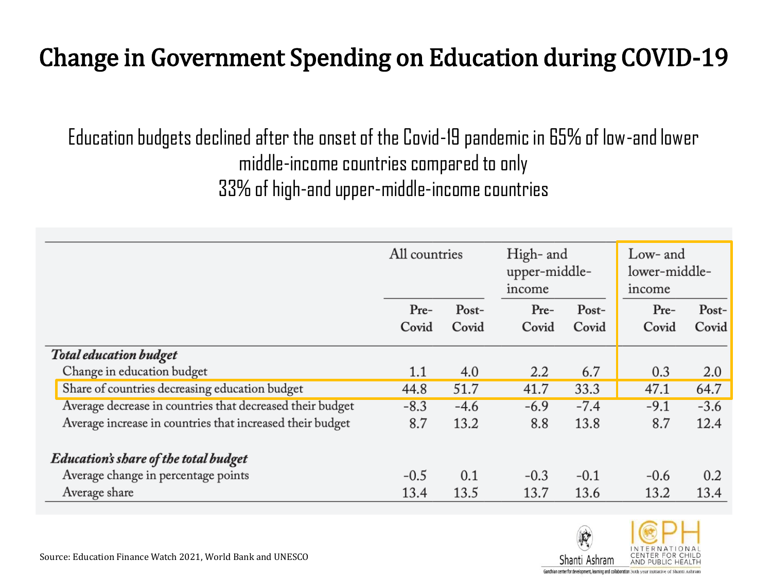# Change in Government Spending on Education during COVID-19

Education budgets declined after the onset of the Covid-19 pandemic in 65% of low-and lower middle-income countries compared to only 33% of high-and upper-middle-income countries

| | All countries | | High- and upper-middle-income | | Low- and lower-middle-income | |
|---|---|---|---|---|---|---|
| | Pre-Covid | Post-Covid | Pre-Covid | Post-Covid | Pre-Covid | Post-Covid |
| ***Total education budget*** | | | | | | |
| Change in education budget | 1.1 | 4.0 | 2.2 | 6.7 | 0.3 | 2.0 |
| Share of countries decreasing education budget | 44.8 | 51.7 | 41.7 | 33.3 | 47.1 | 64.7 |
| Average decrease in countries that decreased their budget | -8.3 | -4.6 | -6.9 | -7.4 | -9.1 | -3.6 |
| Average increase in countries that increased their budget | 8.7 | 13.2 | 8.8 | 13.8 | 8.7 | 12.4 |
| ***Education's share of the total budget*** | | | | | | |
| Average change in percentage points | -0.5 | 0.1 | -0.3 | -0.1 | -0.6 | 0.2 |
| Average share | 13.4 | 13.5 | 13.7 | 13.6 | 13.2 | 13.4 |

Source: Education Finance Watch 2021, World Bank and UNESCO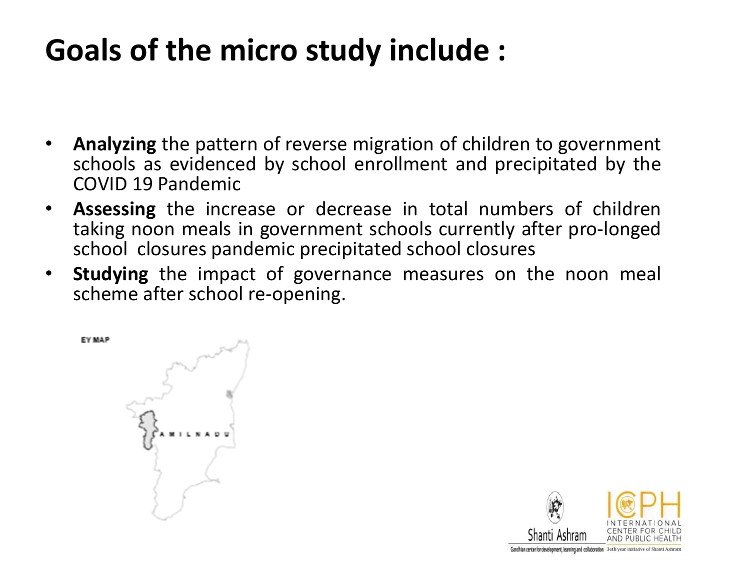# Goals of the micro study include :

- **Analyzing** the pattern of reverse migration of children to government schools as evidenced by school enrollment and precipitated by the COVID 19 Pandemic
- **Assessing** the increase or decrease in total numbers of children taking noon meals in government schools currently after pro-longed school closures pandemic precipitated school closures
- **Studying** the impact of governance measures on the noon meal scheme after school re-opening.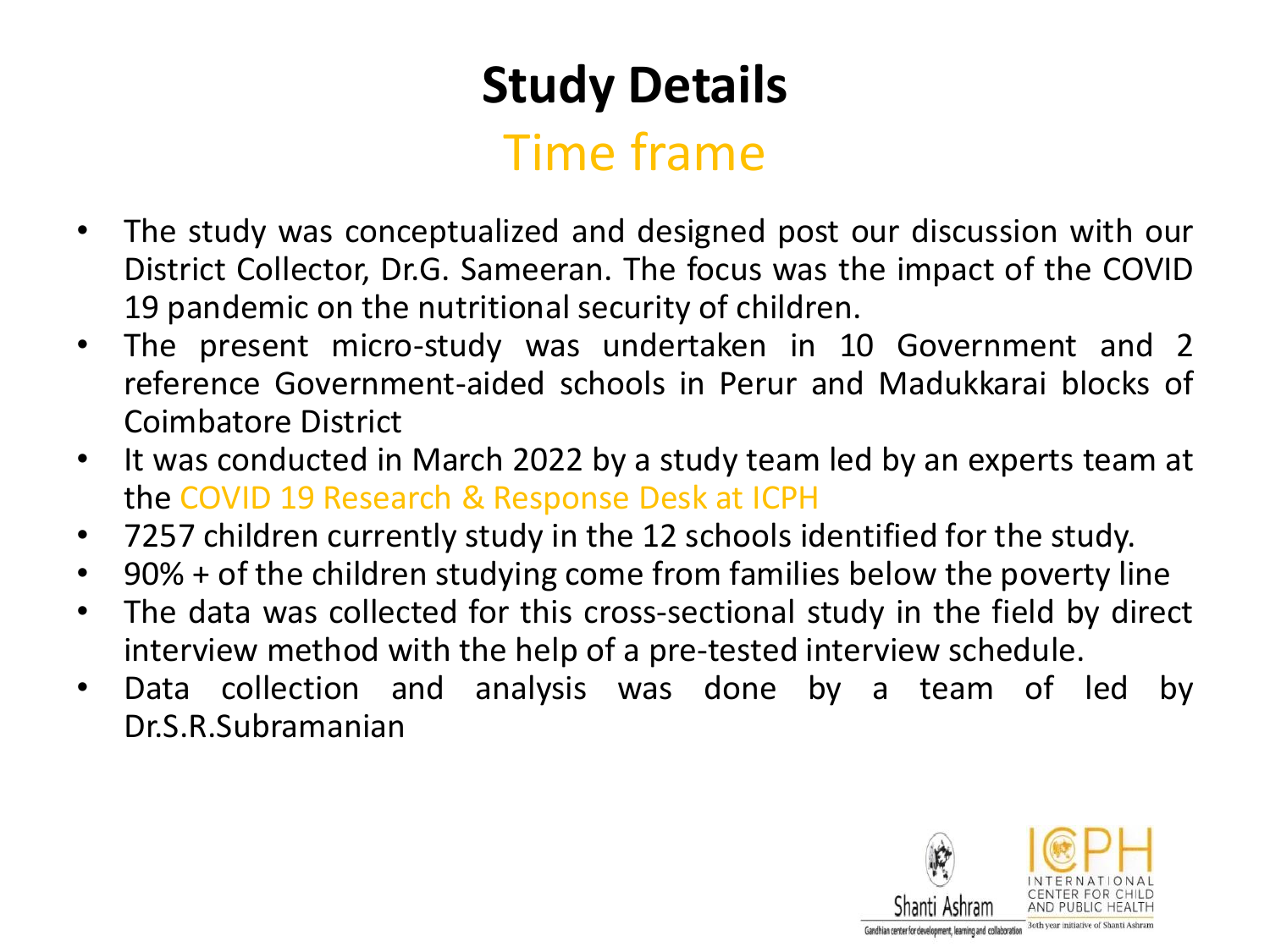# Study Details

## Time frame

- The study was conceptualized and designed post our discussion with our District Collector, Dr.G. Sameeran. The focus was the impact of the COVID 19 pandemic on the nutritional security of children.
- The present micro-study was undertaken in 10 Government and 2 reference Government-aided schools in Perur and Madukkarai blocks of Coimbatore District
- It was conducted in March 2022 by a study team led by an experts team at the COVID 19 Research & Response Desk at ICPH
- 7257 children currently study in the 12 schools identified for the study.
- 90% + of the children studying come from families below the poverty line
- The data was collected for this cross-sectional study in the field by direct interview method with the help of a pre-tested interview schedule.
- Data collection and analysis was done by a team of led by Dr.S.R.Subramanian

Shanti Ashram
Gandhian center for development, learning and collaboration

ICPH
INTERNATIONAL CENTER FOR CHILD AND PUBLIC HEALTH
30th year initiative of Shanti Ashram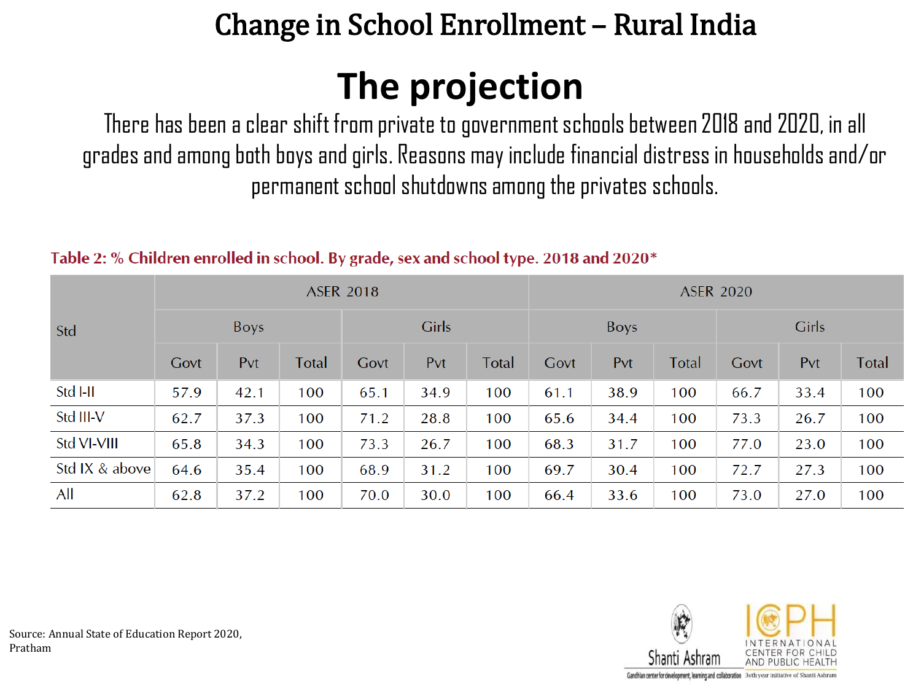# Change in School Enrollment – Rural India

## The projection

There has been a clear shift from private to government schools between 2018 and 2020, in all grades and among both boys and girls. Reasons may include financial distress in households and/or permanent school shutdowns among the privates schools.

**Table 2: % Children enrolled in school. By grade, sex and school type. 2018 and 2020***

| Std | ASER 2018 | | | | | | ASER 2020 | | | | | |
|---|---|---|---|---|---|---|---|---|---|---|---|---|
| | Boys | | | Girls | | | Boys | | | Girls | | |
| | Govt | Pvt | Total | Govt | Pvt | Total | Govt | Pvt | Total | Govt | Pvt | Total |
| Std I-II | 57.9 | 42.1 | 100 | 65.1 | 34.9 | 100 | 61.1 | 38.9 | 100 | 66.7 | 33.4 | 100 |
| Std III-V | 62.7 | 37.3 | 100 | 71.2 | 28.8 | 100 | 65.6 | 34.4 | 100 | 73.3 | 26.7 | 100 |
| Std VI-VIII | 65.8 | 34.3 | 100 | 73.3 | 26.7 | 100 | 68.3 | 31.7 | 100 | 77.0 | 23.0 | 100 |
| Std IX & above | 64.6 | 35.4 | 100 | 68.9 | 31.2 | 100 | 69.7 | 30.4 | 100 | 72.7 | 27.3 | 100 |
| All | 62.8 | 37.2 | 100 | 70.0 | 30.0 | 100 | 66.4 | 33.6 | 100 | 73.0 | 27.0 | 100 |

Source: Annual State of Education Report 2020, Pratham

Shanti Ashram — Gandhian center for development, learning and collaboration

ICPH — International Center for Child and Public Health — 30th year initiative of Shanti Ashram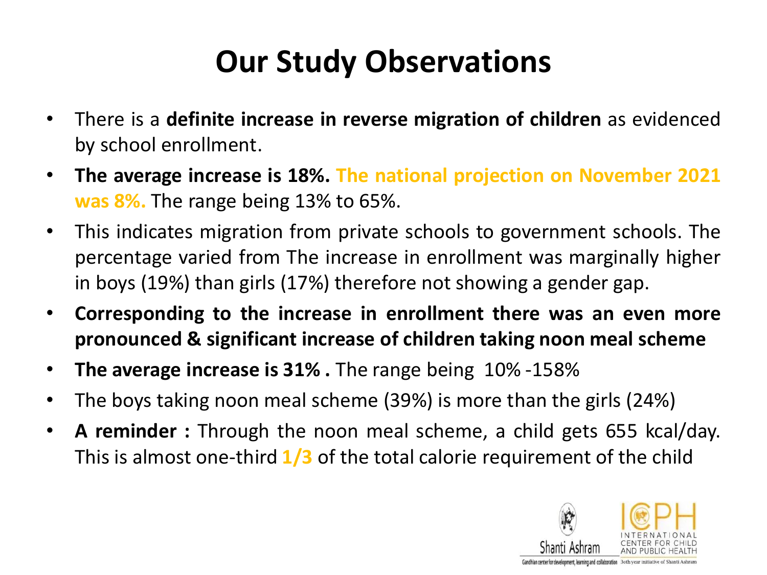# Our Study Observations

- There is a **definite increase in reverse migration of children** as evidenced by school enrollment.
- **The average increase is 18%.** **The national projection on November 2021 was 8%.** The range being 13% to 65%.
- This indicates migration from private schools to government schools. The percentage varied from The increase in enrollment was marginally higher in boys (19%) than girls (17%) therefore not showing a gender gap.
- **Corresponding to the increase in enrollment there was an even more pronounced & significant increase of children taking noon meal scheme**
- **The average increase is 31% .** The range being 10% -158%
- The boys taking noon meal scheme (39%) is more than the girls (24%)
- **A reminder :** Through the noon meal scheme, a child gets 655 kcal/day. This is almost one-third **1/3** of the total calorie requirement of the child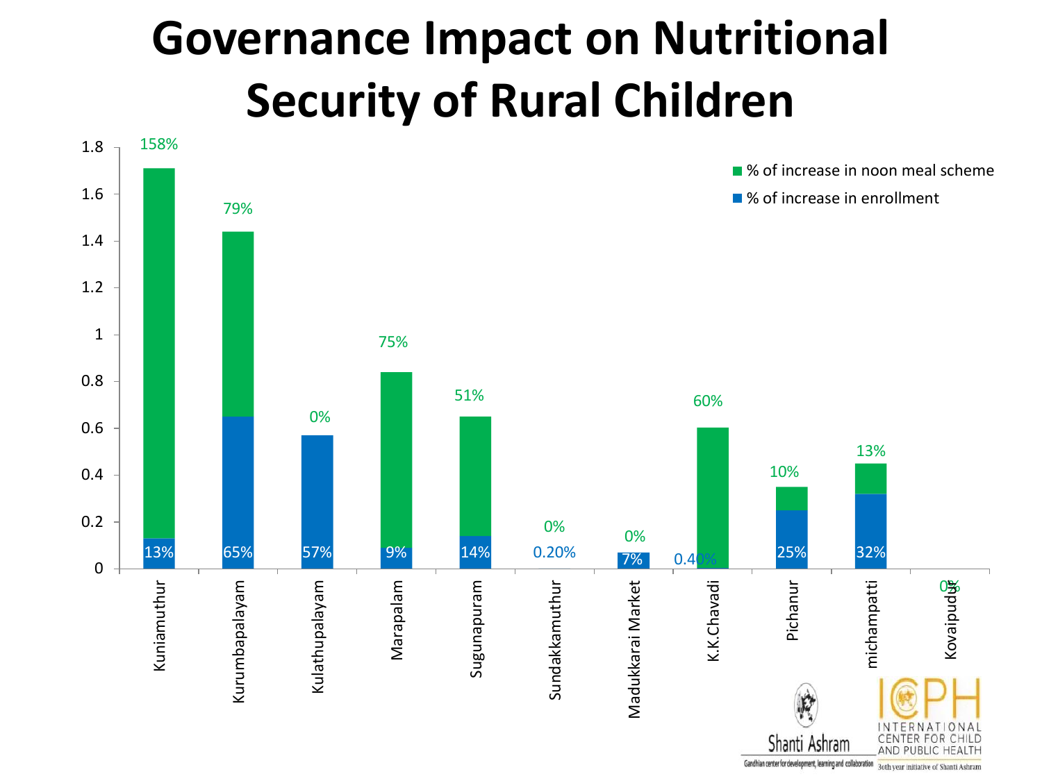# Governance Impact on Nutritional Security of Rural Children

| Location | % of increase in enrollment | % of increase in noon meal scheme |
| --- | --- | --- |
| Kuniamuthur | 13% | 158% |
| Kurumbapalayam | 65% | 79% |
| Kulathupalayam | 57% | 0% |
| Marapalam | 9% | 75% |
| Sugunapuram | 14% | 51% |
| Sundakkamuthur | 0.20% | 0% |
| Madukkarai Market | 7% | 0% |
| K.K.Chavadi | 0.40% | 60% |
| Pichanur | 25% | 10% |
| michampatti | 32% | 13% |
| Kovaipudur | | 0% |

Shanti Ashram — Gandhian center for development, learning and collaboration

ICCPH — International Center for Child and Public Health — 30th year initiative of Shanti Ashram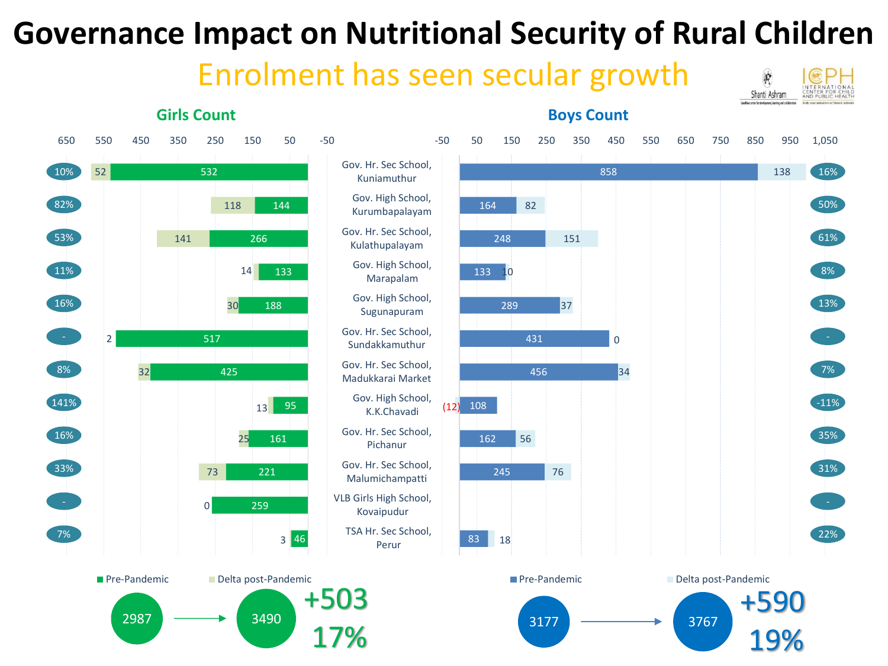# Governance Impact on Nutritional Security of Rural Children

## Enrolment has seen secular growth

| Girls % change | Girls Delta post-Pandemic | Girls Pre-Pandemic | School | Boys Pre-Pandemic | Boys Delta post-Pandemic | Boys % change |
|---|---|---|---|---|---|---|
| 10% | 52 | 532 | Gov. Hr. Sec School, Kuniamuthur | 858 | 138 | 16% |
| 82% | 118 | 144 | Gov. High School, Kurumbapalayam | 164 | 82 | 50% |
| 53% | 141 | 266 | Gov. Hr. Sec School, Kulathupalayam | 248 | 151 | 61% |
| 11% | 14 | 133 | Gov. High School, Marapalam | 133 | 10 | 8% |
| 16% | 30 | 188 | Gov. High School, Sugunapuram | 289 | 37 | 13% |
| - | 2 | 517 | Gov. Hr. Sec School, Sundakkamuthur | 431 | 0 | - |
| 8% | 32 | 425 | Gov. Hr. Sec School, Madukkarai Market | 456 | 34 | 7% |
| 141% | 13 | 95 | Gov. High School, K.K.Chavadi | 108 | (12) | -11% |
| 16% | 25 | 161 | Gov. Hr. Sec School, Pichanur | 162 | 56 | 35% |
| 33% | 73 | 221 | Gov. Hr. Sec School, Malumichampatti | 245 | 76 | 31% |
| - | 0 | 259 | VLB Girls High School, Kovaipudur | | | - |
| 7% | 3 | 46 | TSA Hr. Sec School, Perur | 83 | 18 | 22% |

**Girls Count:** Pre-Pandemic 2987 → 3490 (+503, 17%)

**Boys Count:** Pre-Pandemic 3177 → 3767 (+590, 19%)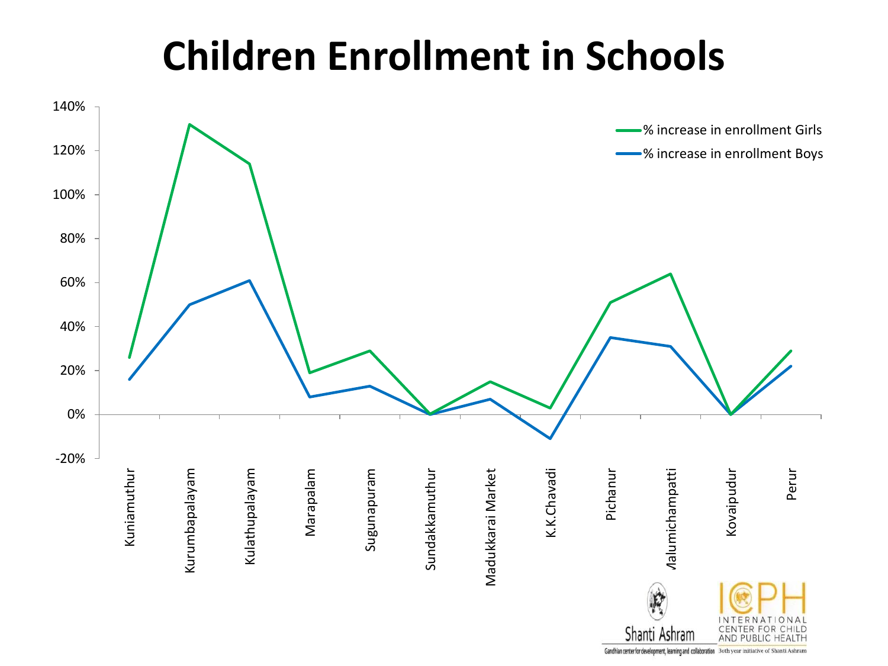# Children Enrollment in Schools

| Location | % increase in enrollment Girls | % increase in enrollment Boys |
| --- | --- | --- |
| Kuniamuthur | 26% | 16% |
| Kurumbapalayam | 132% | 50% |
| Kulathupalayam | 114% | 61% |
| Marapalam | 19% | 8% |
| Sugunapuram | 29% | 13% |
| Sundakkamuthur | 0% | 0% |
| Madukkarai Market | 15% | 7% |
| K.K.Chavadi | 3% | -11% |
| Pichanur | 51% | 35% |
| Malumichampatti | 64% | 31% |
| Kovaipudur | 0% | 0% |
| Perur | 29% | 22% |

Shanti Ashram — Gandhian center for development, learning and collaboration

ICPH — INTERNATIONAL CENTER FOR CHILD AND PUBLIC HEALTH — 30th year initiative of Shanti Ashram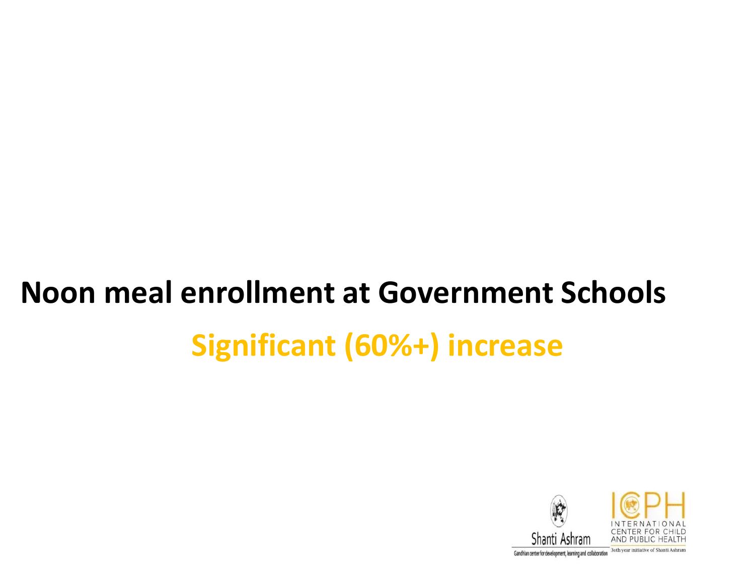**Noon meal enrollment at Government Schools**

**Significant (60%+) increase**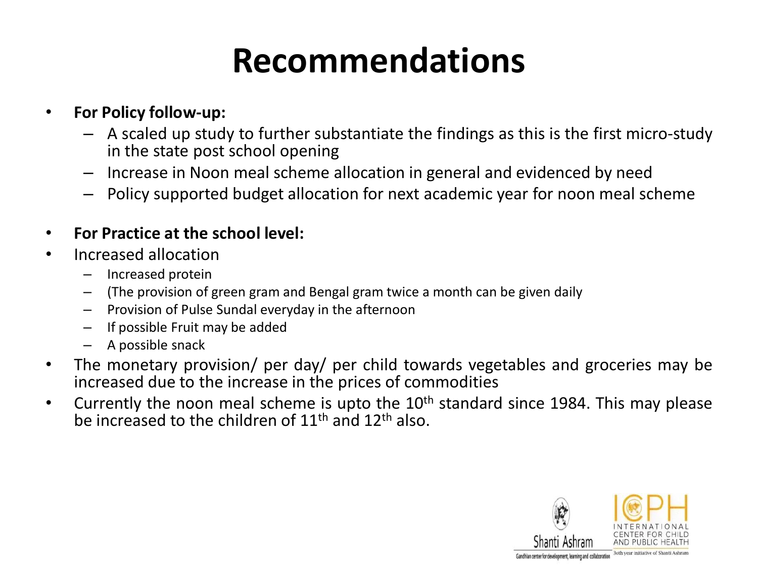# Recommendations

- **For Policy follow-up:**
  - A scaled up study to further substantiate the findings as this is the first micro-study in the state post school opening
  - Increase in Noon meal scheme allocation in general and evidenced by need
  - Policy supported budget allocation for next academic year for noon meal scheme

- **For Practice at the school level:**
- Increased allocation
  - Increased protein
  - (The provision of green gram and Bengal gram twice a month can be given daily
  - Provision of Pulse Sundal everyday in the afternoon
  - If possible Fruit may be added
  - A possible snack
- The monetary provision/ per day/ per child towards vegetables and groceries may be increased due to the increase in the prices of commodities
- Currently the noon meal scheme is upto the 10th standard since 1984. This may please be increased to the children of 11th and 12th also.

Shanti Ashram
Gandhian center for development, learning and collaboration

ICPH
INTERNATIONAL CENTER FOR CHILD AND PUBLIC HEALTH
30th year initiative of Shanti Ashram